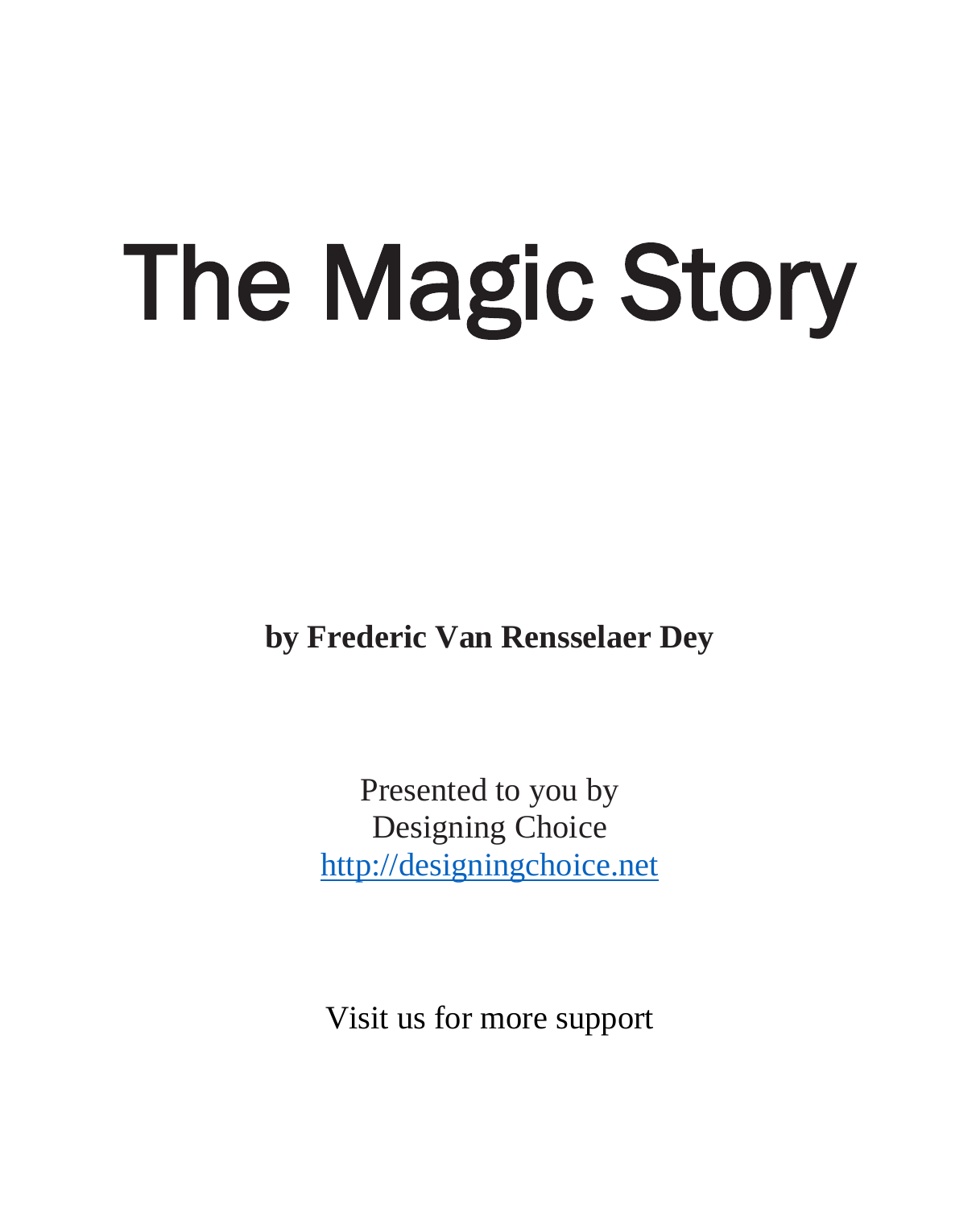# The Magic Story

**by Frederic Van Rensselaer Dey**

Presented to you by
Designing Choice
[http://designingchoice.net](http://designingchoice.net)

Visit us for more support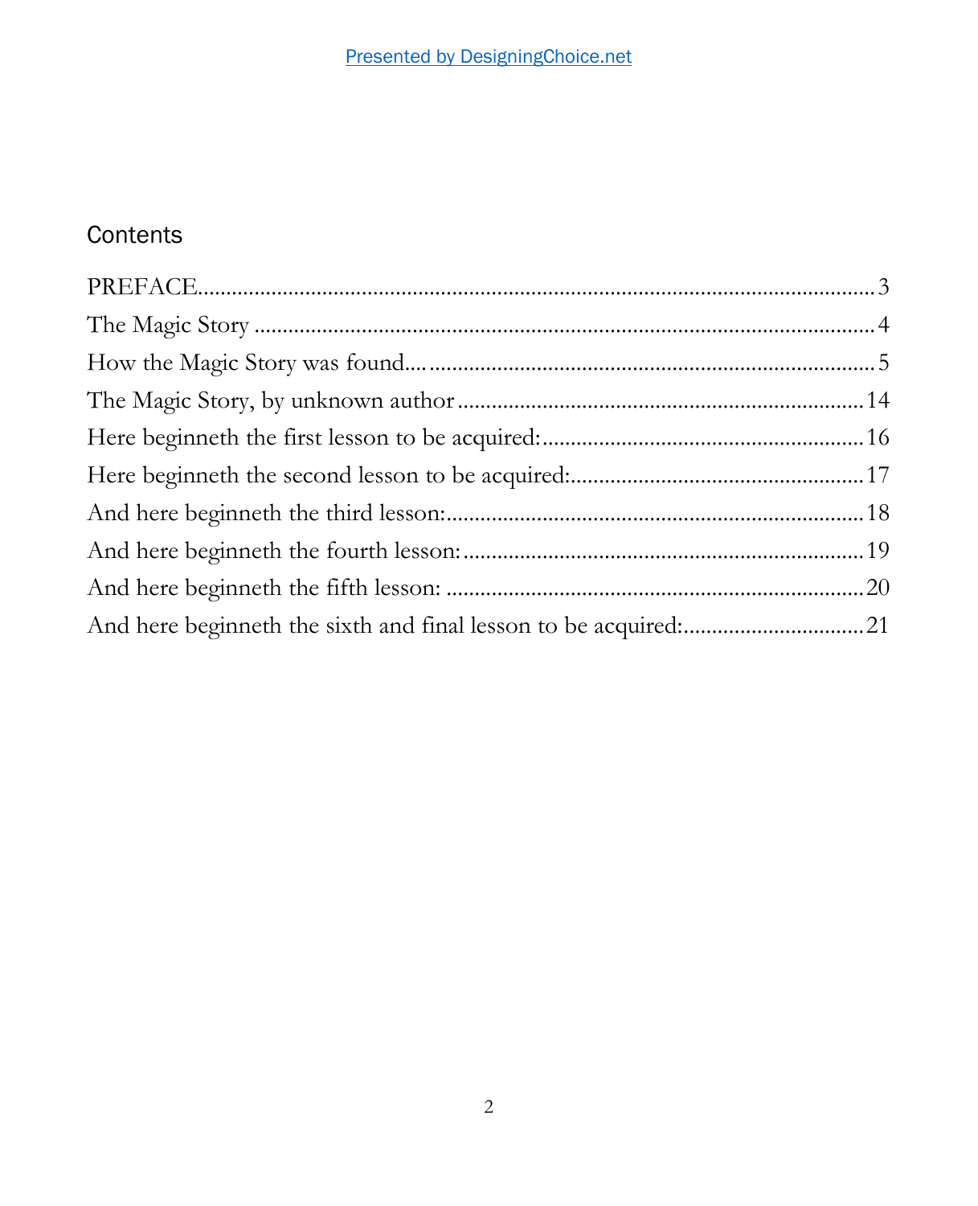## Contents

PREFACE........................................................................................................3

The Magic Story .............................................................................................4

How the Magic Story was found.... ...............................................................5

The Magic Story, by unknown author ..........................................................14

Here beginneth the first lesson to be acquired: ...........................................16

Here beginneth the second lesson to be acquired: .......................................17

And here beginneth the third lesson: ...........................................................18

And here beginneth the fourth lesson: .........................................................19

And here beginneth the fifth lesson: ............................................................20

And here beginneth the sixth and final lesson to be acquired: .....................21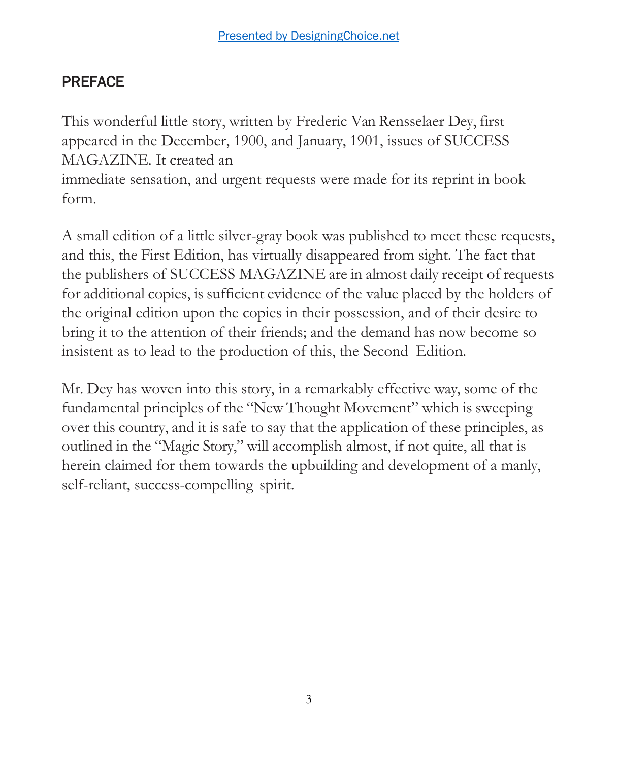## PREFACE

This wonderful little story, written by Frederic Van Rensselaer Dey, first appeared in the December, 1900, and January, 1901, issues of SUCCESS MAGAZINE. It created an immediate sensation, and urgent requests were made for its reprint in book form.

A small edition of a little silver-gray book was published to meet these requests, and this, the First Edition, has virtually disappeared from sight. The fact that the publishers of SUCCESS MAGAZINE are in almost daily receipt of requests for additional copies, is sufficient evidence of the value placed by the holders of the original edition upon the copies in their possession, and of their desire to bring it to the attention of their friends; and the demand has now become so insistent as to lead to the production of this, the Second Edition.

Mr. Dey has woven into this story, in a remarkably effective way, some of the fundamental principles of the "New Thought Movement" which is sweeping over this country, and it is safe to say that the application of these principles, as outlined in the "Magic Story," will accomplish almost, if not quite, all that is herein claimed for them towards the upbuilding and development of a manly, self-reliant, success-compelling spirit.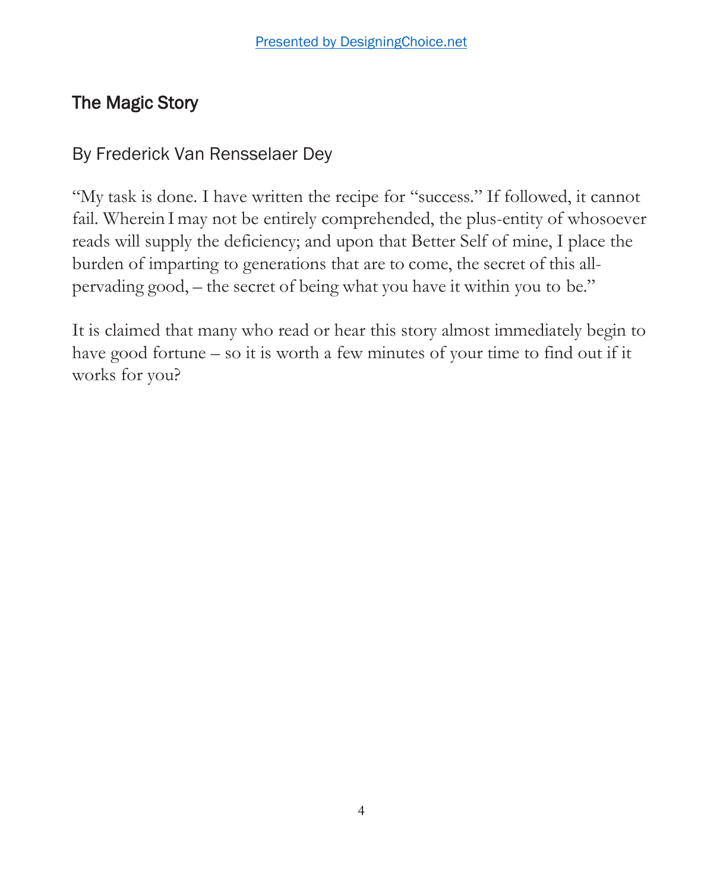## The Magic Story

By Frederick Van Rensselaer Dey

"My task is done. I have written the recipe for "success." If followed, it cannot fail. Wherein I may not be entirely comprehended, the plus-entity of whosoever reads will supply the deficiency; and upon that Better Self of mine, I place the burden of imparting to generations that are to come, the secret of this all-pervading good, – the secret of being what you have it within you to be."

It is claimed that many who read or hear this story almost immediately begin to have good fortune – so it is worth a few minutes of your time to find out if it works for you?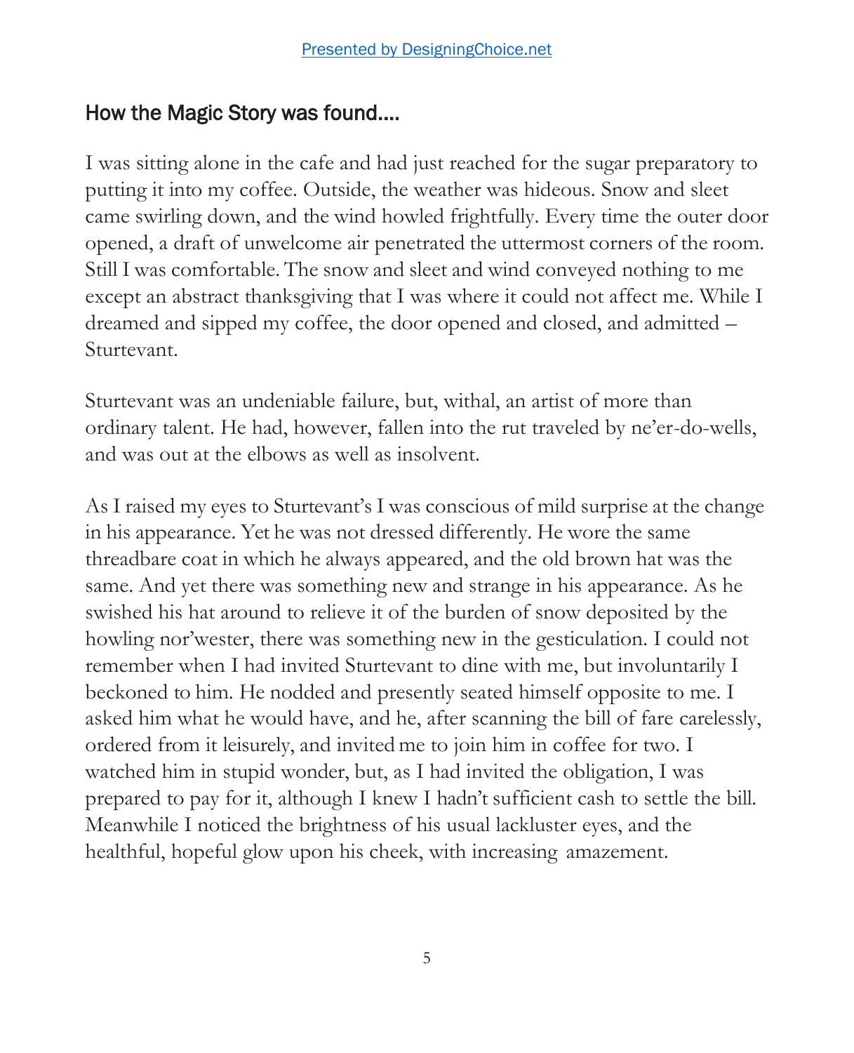## How the Magic Story was found....

I was sitting alone in the cafe and had just reached for the sugar preparatory to putting it into my coffee. Outside, the weather was hideous. Snow and sleet came swirling down, and the wind howled frightfully. Every time the outer door opened, a draft of unwelcome air penetrated the uttermost corners of the room. Still I was comfortable. The snow and sleet and wind conveyed nothing to me except an abstract thanksgiving that I was where it could not affect me. While I dreamed and sipped my coffee, the door opened and closed, and admitted – Sturtevant.

Sturtevant was an undeniable failure, but, withal, an artist of more than ordinary talent. He had, however, fallen into the rut traveled by ne'er-do-wells, and was out at the elbows as well as insolvent.

As I raised my eyes to Sturtevant's I was conscious of mild surprise at the change in his appearance. Yet he was not dressed differently. He wore the same threadbare coat in which he always appeared, and the old brown hat was the same. And yet there was something new and strange in his appearance. As he swished his hat around to relieve it of the burden of snow deposited by the howling nor'wester, there was something new in the gesticulation. I could not remember when I had invited Sturtevant to dine with me, but involuntarily I beckoned to him. He nodded and presently seated himself opposite to me. I asked him what he would have, and he, after scanning the bill of fare carelessly, ordered from it leisurely, and invited me to join him in coffee for two. I watched him in stupid wonder, but, as I had invited the obligation, I was prepared to pay for it, although I knew I hadn't sufficient cash to settle the bill. Meanwhile I noticed the brightness of his usual lackluster eyes, and the healthful, hopeful glow upon his cheek, with increasing amazement.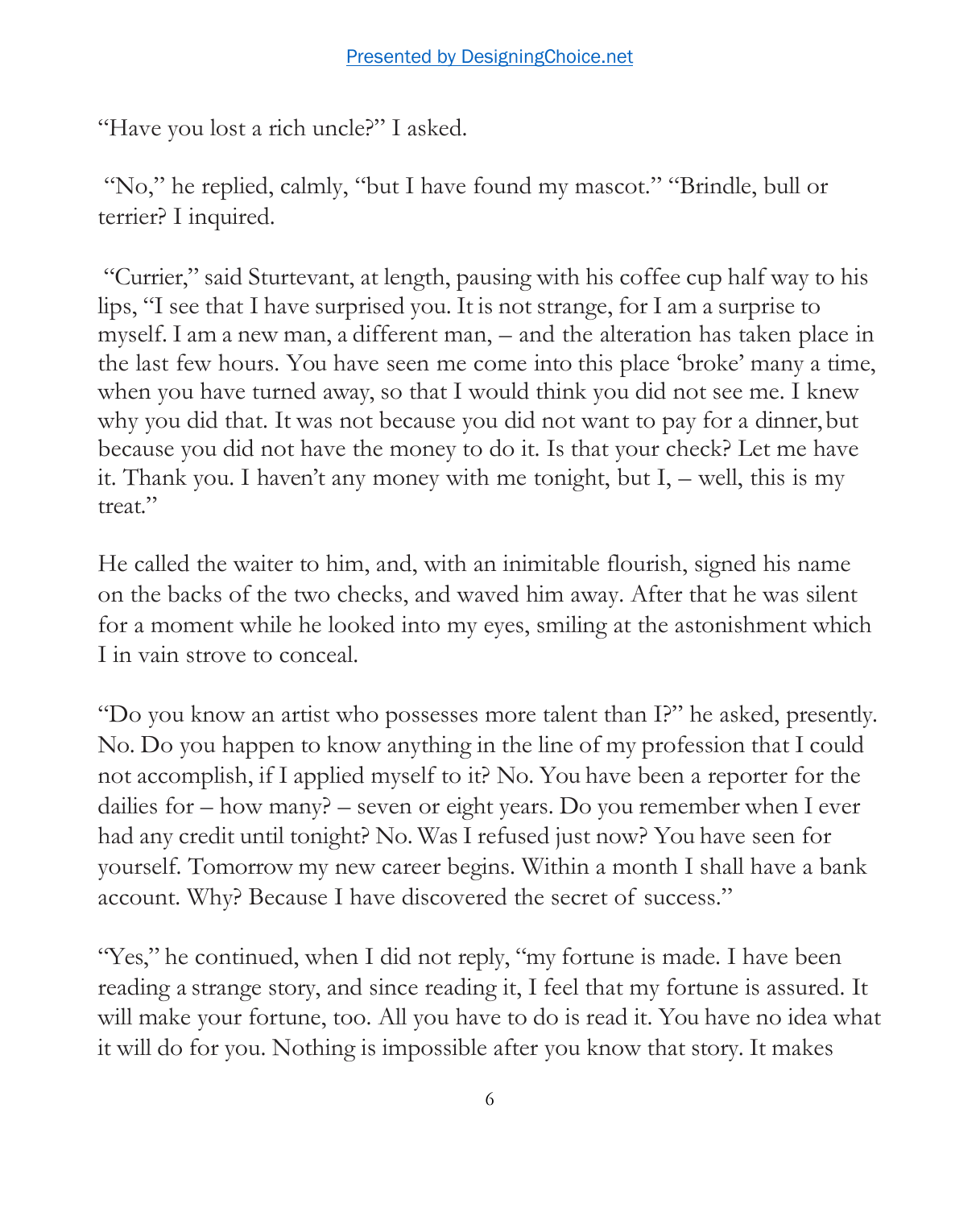"Have you lost a rich uncle?" I asked.

"No," he replied, calmly, "but I have found my mascot." "Brindle, bull or terrier? I inquired.

"Currier," said Sturtevant, at length, pausing with his coffee cup half way to his lips, "I see that I have surprised you. It is not strange, for I am a surprise to myself. I am a new man, a different man, – and the alteration has taken place in the last few hours. You have seen me come into this place 'broke' many a time, when you have turned away, so that I would think you did not see me. I knew why you did that. It was not because you did not want to pay for a dinner, but because you did not have the money to do it. Is that your check? Let me have it. Thank you. I haven't any money with me tonight, but I, – well, this is my treat."

He called the waiter to him, and, with an inimitable flourish, signed his name on the backs of the two checks, and waved him away. After that he was silent for a moment while he looked into my eyes, smiling at the astonishment which I in vain strove to conceal.

"Do you know an artist who possesses more talent than I?" he asked, presently. No. Do you happen to know anything in the line of my profession that I could not accomplish, if I applied myself to it? No. You have been a reporter for the dailies for – how many? – seven or eight years. Do you remember when I ever had any credit until tonight? No. Was I refused just now? You have seen for yourself. Tomorrow my new career begins. Within a month I shall have a bank account. Why? Because I have discovered the secret of success."

"Yes," he continued, when I did not reply, "my fortune is made. I have been reading a strange story, and since reading it, I feel that my fortune is assured. It will make your fortune, too. All you have to do is read it. You have no idea what it will do for you. Nothing is impossible after you know that story. It makes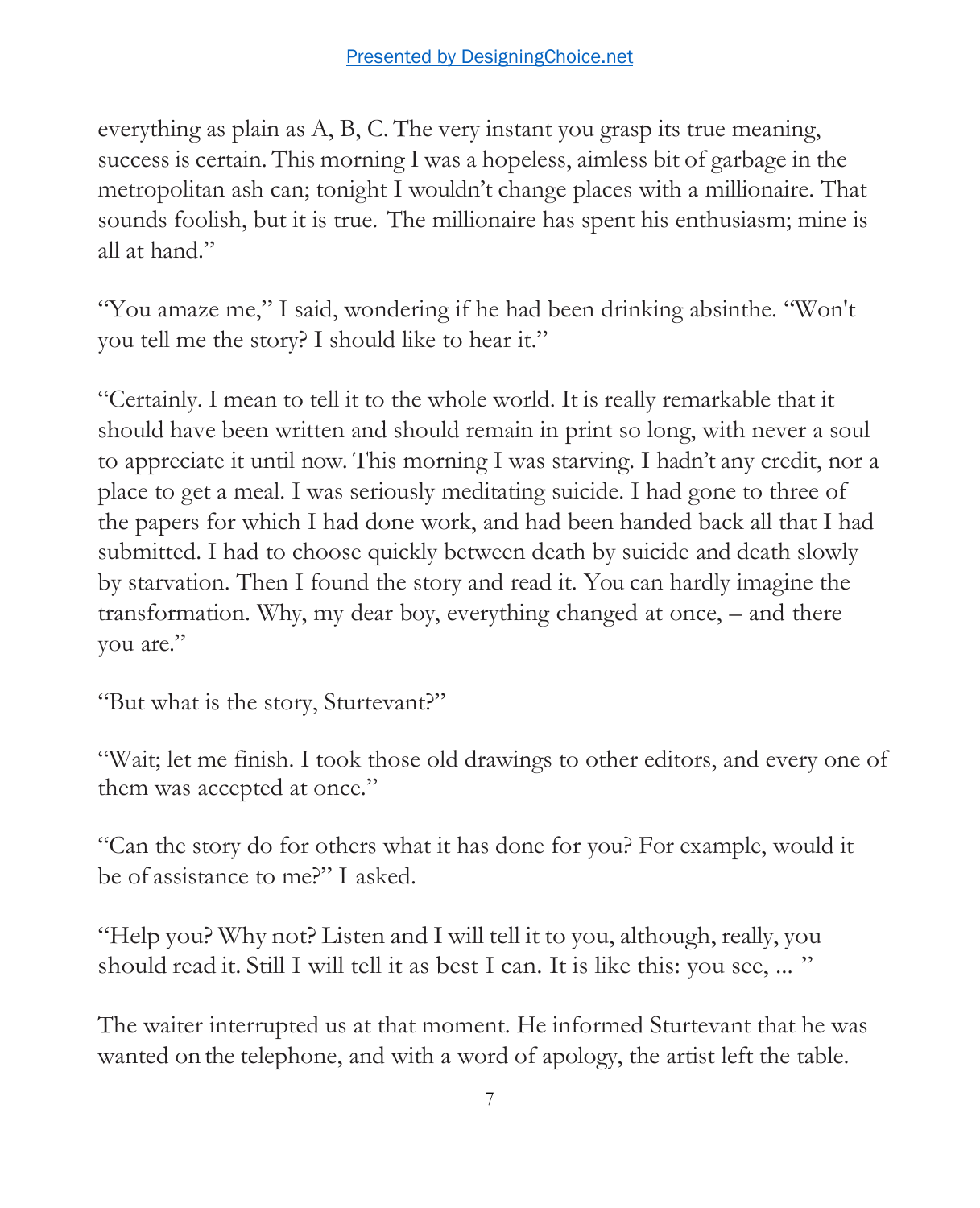everything as plain as A, B, C. The very instant you grasp its true meaning, success is certain. This morning I was a hopeless, aimless bit of garbage in the metropolitan ash can; tonight I wouldn't change places with a millionaire. That sounds foolish, but it is true. The millionaire has spent his enthusiasm; mine is all at hand."

"You amaze me," I said, wondering if he had been drinking absinthe. "Won't you tell me the story? I should like to hear it."

"Certainly. I mean to tell it to the whole world. It is really remarkable that it should have been written and should remain in print so long, with never a soul to appreciate it until now. This morning I was starving. I hadn't any credit, nor a place to get a meal. I was seriously meditating suicide. I had gone to three of the papers for which I had done work, and had been handed back all that I had submitted. I had to choose quickly between death by suicide and death slowly by starvation. Then I found the story and read it. You can hardly imagine the transformation. Why, my dear boy, everything changed at once, – and there you are."

"But what is the story, Sturtevant?"

"Wait; let me finish. I took those old drawings to other editors, and every one of them was accepted at once."

"Can the story do for others what it has done for you? For example, would it be of assistance to me?" I asked.

"Help you? Why not? Listen and I will tell it to you, although, really, you should read it. Still I will tell it as best I can. It is like this: you see, ... "

The waiter interrupted us at that moment. He informed Sturtevant that he was wanted on the telephone, and with a word of apology, the artist left the table.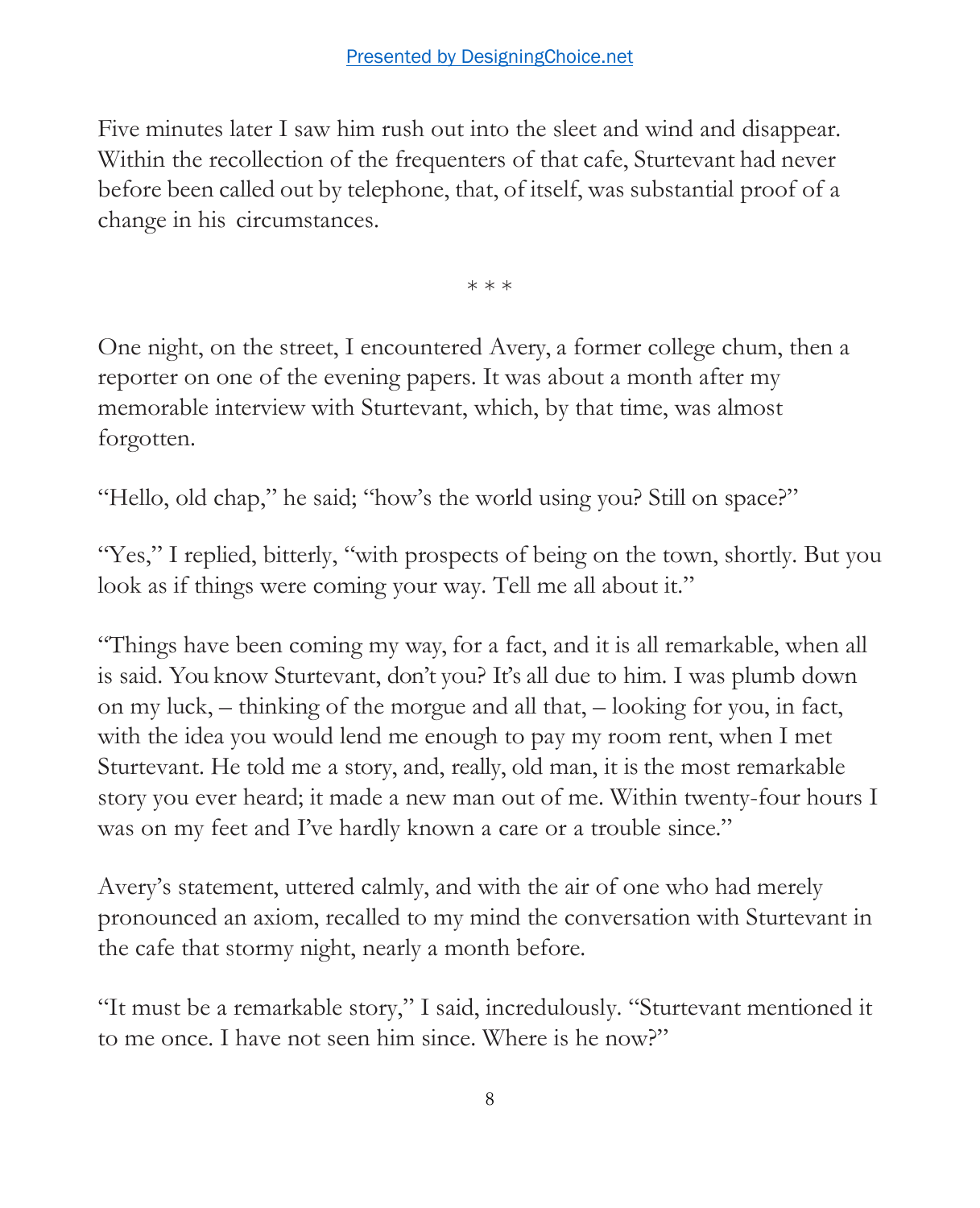Five minutes later I saw him rush out into the sleet and wind and disappear. Within the recollection of the frequenters of that cafe, Sturtevant had never before been called out by telephone, that, of itself, was substantial proof of a change in his circumstances.

\* \* \*

One night, on the street, I encountered Avery, a former college chum, then a reporter on one of the evening papers. It was about a month after my memorable interview with Sturtevant, which, by that time, was almost forgotten.

"Hello, old chap," he said; "how's the world using you? Still on space?"

"Yes," I replied, bitterly, "with prospects of being on the town, shortly. But you look as if things were coming your way. Tell me all about it."

"Things have been coming my way, for a fact, and it is all remarkable, when all is said. You know Sturtevant, don't you? It's all due to him. I was plumb down on my luck, – thinking of the morgue and all that, – looking for you, in fact, with the idea you would lend me enough to pay my room rent, when I met Sturtevant. He told me a story, and, really, old man, it is the most remarkable story you ever heard; it made a new man out of me. Within twenty-four hours I was on my feet and I've hardly known a care or a trouble since."

Avery's statement, uttered calmly, and with the air of one who had merely pronounced an axiom, recalled to my mind the conversation with Sturtevant in the cafe that stormy night, nearly a month before.

"It must be a remarkable story," I said, incredulously. "Sturtevant mentioned it to me once. I have not seen him since. Where is he now?"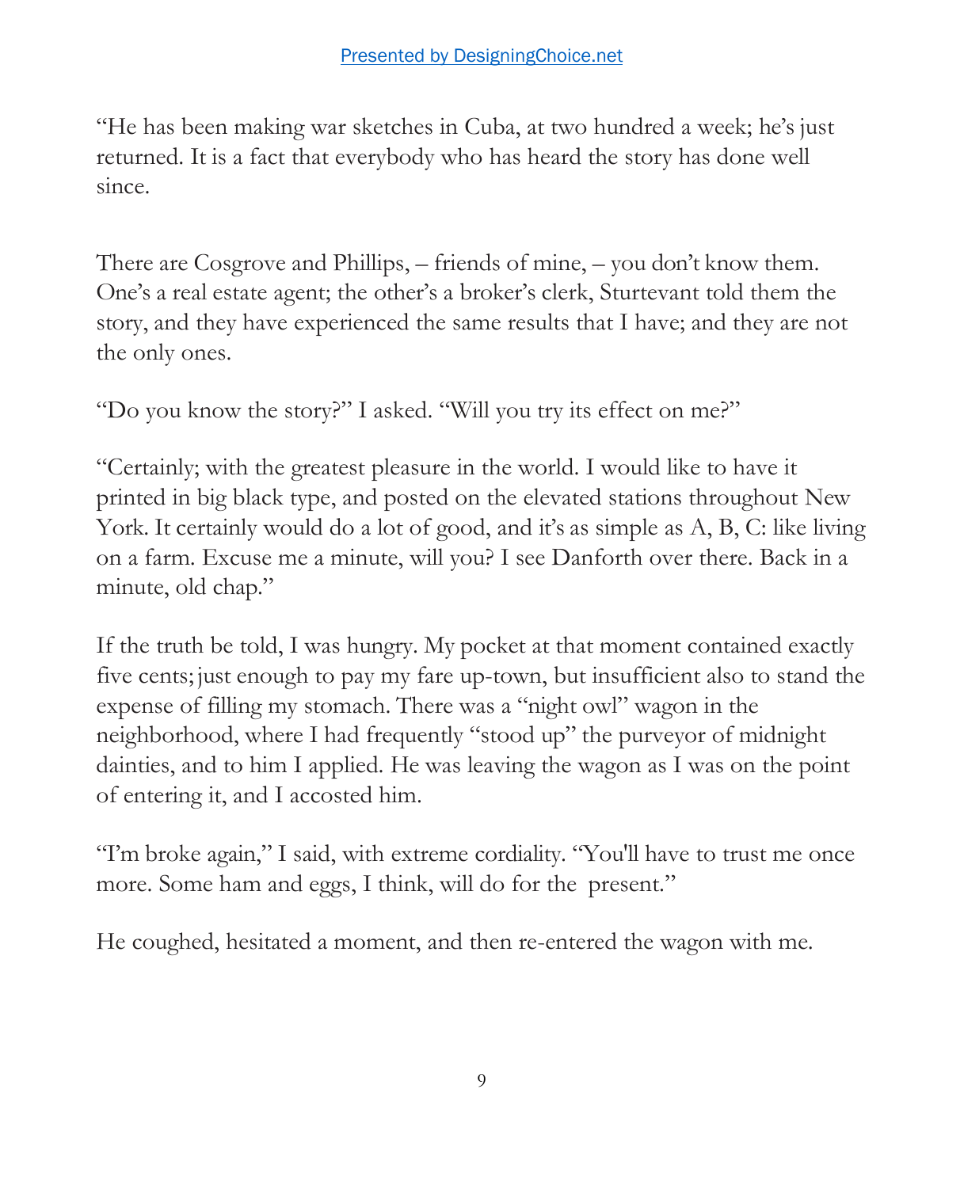"He has been making war sketches in Cuba, at two hundred a week; he's just returned. It is a fact that everybody who has heard the story has done well since.

There are Cosgrove and Phillips, – friends of mine, – you don't know them. One's a real estate agent; the other's a broker's clerk, Sturtevant told them the story, and they have experienced the same results that I have; and they are not the only ones.

"Do you know the story?" I asked. "Will you try its effect on me?"

"Certainly; with the greatest pleasure in the world. I would like to have it printed in big black type, and posted on the elevated stations throughout New York. It certainly would do a lot of good, and it's as simple as A, B, C: like living on a farm. Excuse me a minute, will you? I see Danforth over there. Back in a minute, old chap."

If the truth be told, I was hungry. My pocket at that moment contained exactly five cents; just enough to pay my fare up-town, but insufficient also to stand the expense of filling my stomach. There was a "night owl" wagon in the neighborhood, where I had frequently "stood up" the purveyor of midnight dainties, and to him I applied. He was leaving the wagon as I was on the point of entering it, and I accosted him.

"I'm broke again," I said, with extreme cordiality. "You'll have to trust me once more. Some ham and eggs, I think, will do for the present."

He coughed, hesitated a moment, and then re-entered the wagon with me.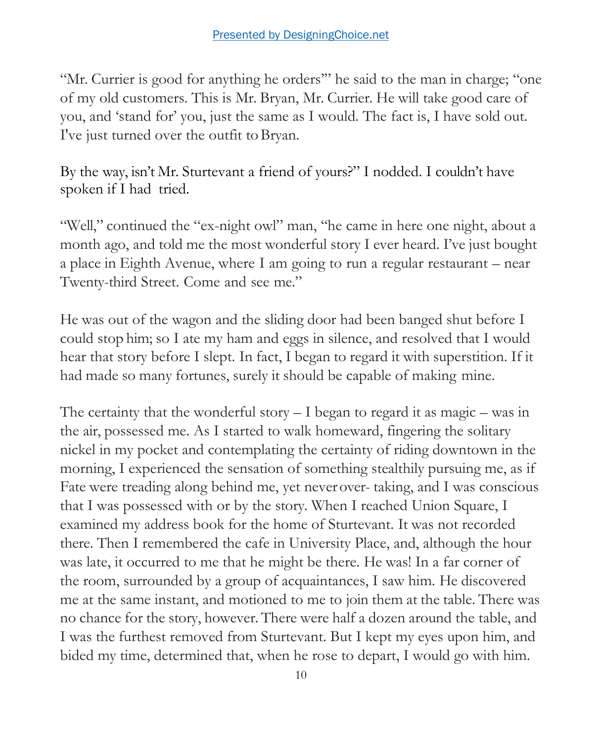"Mr. Currier is good for anything he orders"' he said to the man in charge; "one of my old customers. This is Mr. Bryan, Mr. Currier. He will take good care of you, and 'stand for' you, just the same as I would. The fact is, I have sold out. I've just turned over the outfit to Bryan.

By the way, isn't Mr. Sturtevant a friend of yours?" I nodded. I couldn't have spoken if I had tried.

"Well," continued the "ex-night owl" man, "he came in here one night, about a month ago, and told me the most wonderful story I ever heard. I've just bought a place in Eighth Avenue, where I am going to run a regular restaurant – near Twenty-third Street. Come and see me."

He was out of the wagon and the sliding door had been banged shut before I could stop him; so I ate my ham and eggs in silence, and resolved that I would hear that story before I slept. In fact, I began to regard it with superstition. If it had made so many fortunes, surely it should be capable of making mine.

The certainty that the wonderful story – I began to regard it as magic – was in the air, possessed me. As I started to walk homeward, fingering the solitary nickel in my pocket and contemplating the certainty of riding downtown in the morning, I experienced the sensation of something stealthily pursuing me, as if Fate were treading along behind me, yet never over- taking, and I was conscious that I was possessed with or by the story. When I reached Union Square, I examined my address book for the home of Sturtevant. It was not recorded there. Then I remembered the cafe in University Place, and, although the hour was late, it occurred to me that he might be there. He was! In a far corner of the room, surrounded by a group of acquaintances, I saw him. He discovered me at the same instant, and motioned to me to join them at the table. There was no chance for the story, however. There were half a dozen around the table, and I was the furthest removed from Sturtevant. But I kept my eyes upon him, and bided my time, determined that, when he rose to depart, I would go with him.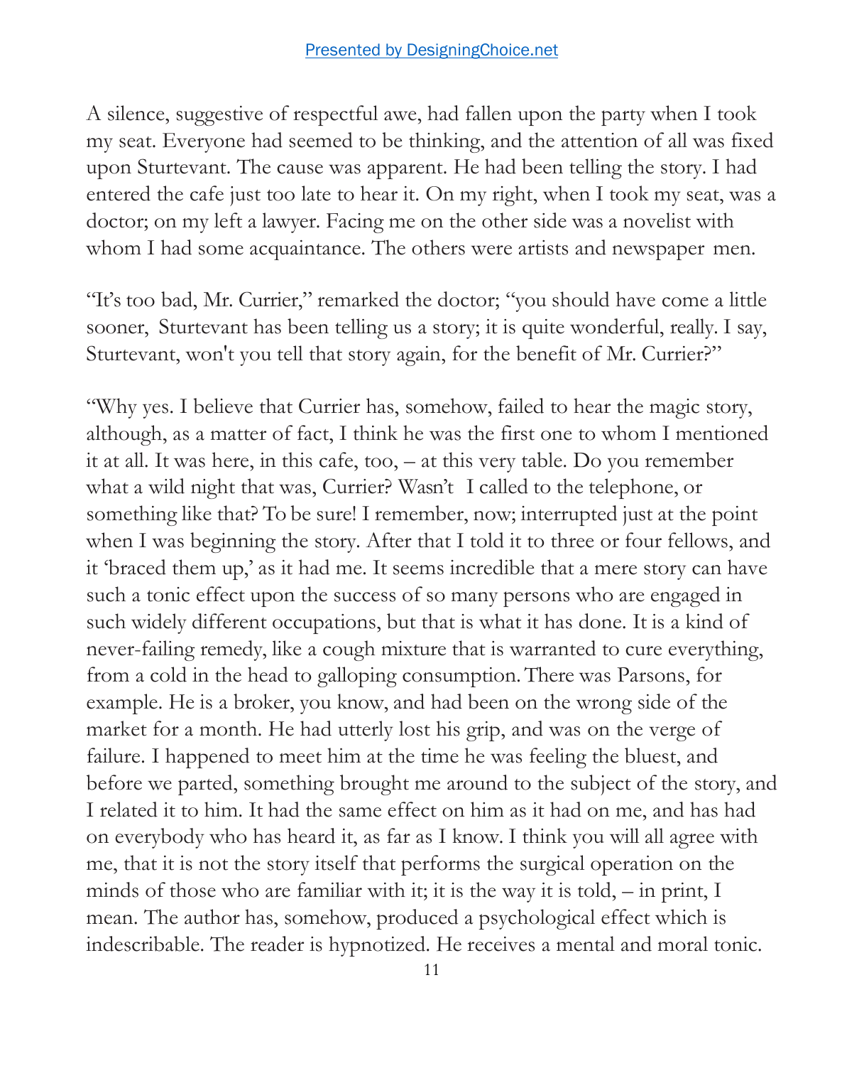A silence, suggestive of respectful awe, had fallen upon the party when I took my seat. Everyone had seemed to be thinking, and the attention of all was fixed upon Sturtevant. The cause was apparent. He had been telling the story. I had entered the cafe just too late to hear it. On my right, when I took my seat, was a doctor; on my left a lawyer. Facing me on the other side was a novelist with whom I had some acquaintance. The others were artists and newspaper men.

"It's too bad, Mr. Currier," remarked the doctor; "you should have come a little sooner, Sturtevant has been telling us a story; it is quite wonderful, really. I say, Sturtevant, won't you tell that story again, for the benefit of Mr. Currier?"

"Why yes. I believe that Currier has, somehow, failed to hear the magic story, although, as a matter of fact, I think he was the first one to whom I mentioned it at all. It was here, in this cafe, too, – at this very table. Do you remember what a wild night that was, Currier? Wasn't I called to the telephone, or something like that? To be sure! I remember, now; interrupted just at the point when I was beginning the story. After that I told it to three or four fellows, and it 'braced them up,' as it had me. It seems incredible that a mere story can have such a tonic effect upon the success of so many persons who are engaged in such widely different occupations, but that is what it has done. It is a kind of never-failing remedy, like a cough mixture that is warranted to cure everything, from a cold in the head to galloping consumption. There was Parsons, for example. He is a broker, you know, and had been on the wrong side of the market for a month. He had utterly lost his grip, and was on the verge of failure. I happened to meet him at the time he was feeling the bluest, and before we parted, something brought me around to the subject of the story, and I related it to him. It had the same effect on him as it had on me, and has had on everybody who has heard it, as far as I know. I think you will all agree with me, that it is not the story itself that performs the surgical operation on the minds of those who are familiar with it; it is the way it is told, – in print, I mean. The author has, somehow, produced a psychological effect which is indescribable. The reader is hypnotized. He receives a mental and moral tonic.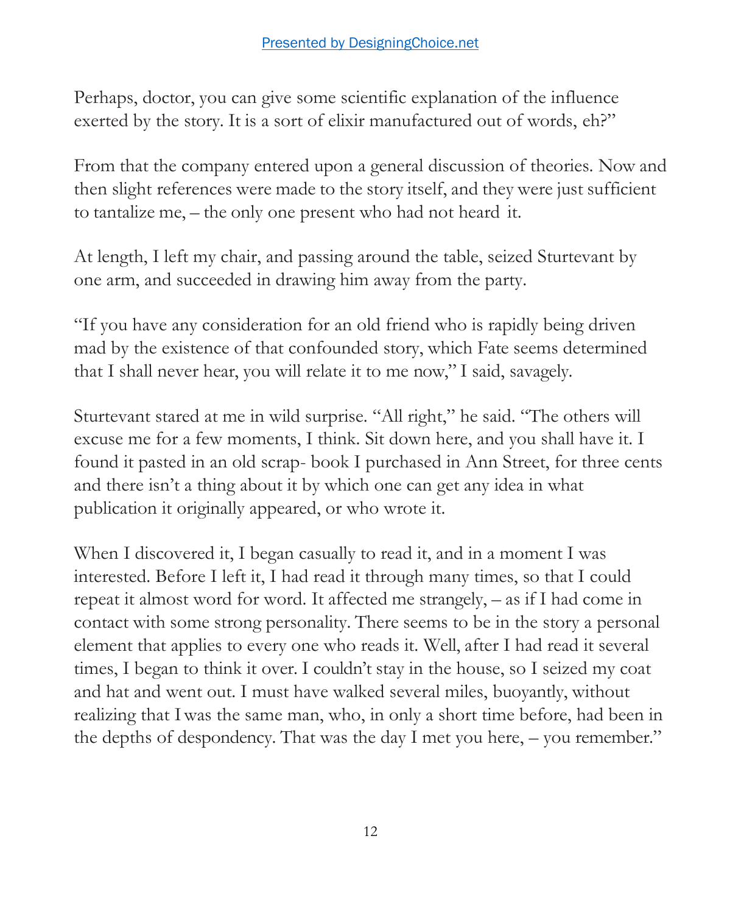Perhaps, doctor, you can give some scientific explanation of the influence exerted by the story. It is a sort of elixir manufactured out of words, eh?"

From that the company entered upon a general discussion of theories. Now and then slight references were made to the story itself, and they were just sufficient to tantalize me, – the only one present who had not heard it.

At length, I left my chair, and passing around the table, seized Sturtevant by one arm, and succeeded in drawing him away from the party.

"If you have any consideration for an old friend who is rapidly being driven mad by the existence of that confounded story, which Fate seems determined that I shall never hear, you will relate it to me now," I said, savagely.

Sturtevant stared at me in wild surprise. "All right," he said. "The others will excuse me for a few moments, I think. Sit down here, and you shall have it. I found it pasted in an old scrap- book I purchased in Ann Street, for three cents and there isn't a thing about it by which one can get any idea in what publication it originally appeared, or who wrote it.

When I discovered it, I began casually to read it, and in a moment I was interested. Before I left it, I had read it through many times, so that I could repeat it almost word for word. It affected me strangely, – as if I had come in contact with some strong personality. There seems to be in the story a personal element that applies to every one who reads it. Well, after I had read it several times, I began to think it over. I couldn't stay in the house, so I seized my coat and hat and went out. I must have walked several miles, buoyantly, without realizing that I was the same man, who, in only a short time before, had been in the depths of despondency. That was the day I met you here, – you remember."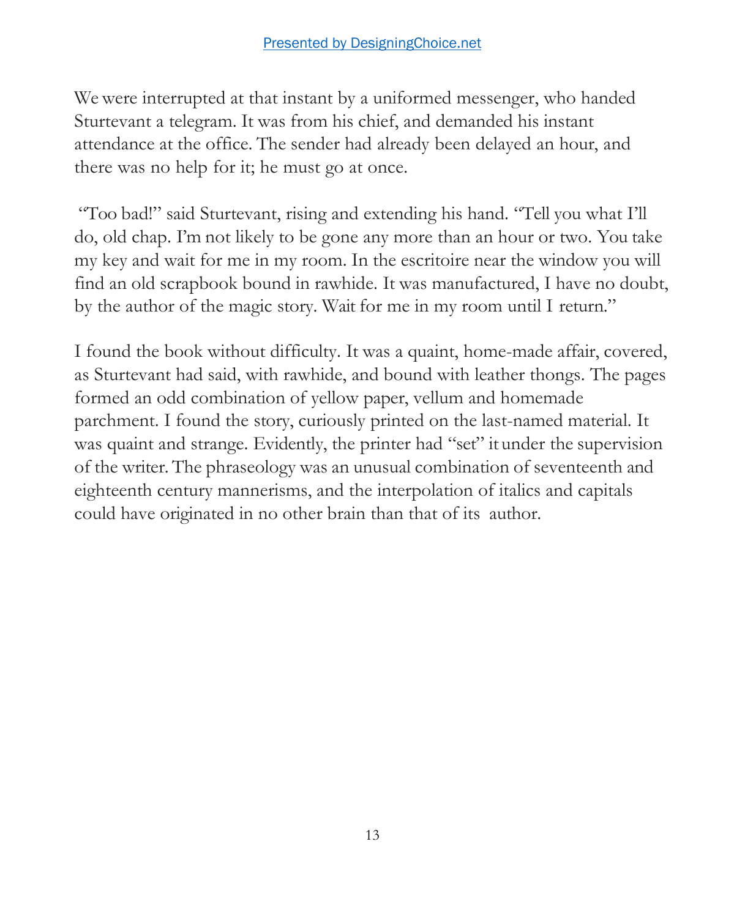We were interrupted at that instant by a uniformed messenger, who handed Sturtevant a telegram. It was from his chief, and demanded his instant attendance at the office. The sender had already been delayed an hour, and there was no help for it; he must go at once.

"Too bad!" said Sturtevant, rising and extending his hand. "Tell you what I'll do, old chap. I'm not likely to be gone any more than an hour or two. You take my key and wait for me in my room. In the escritoire near the window you will find an old scrapbook bound in rawhide. It was manufactured, I have no doubt, by the author of the magic story. Wait for me in my room until I return."

I found the book without difficulty. It was a quaint, home-made affair, covered, as Sturtevant had said, with rawhide, and bound with leather thongs. The pages formed an odd combination of yellow paper, vellum and homemade parchment. I found the story, curiously printed on the last-named material. It was quaint and strange. Evidently, the printer had "set" it under the supervision of the writer. The phraseology was an unusual combination of seventeenth and eighteenth century mannerisms, and the interpolation of italics and capitals could have originated in no other brain than that of its author.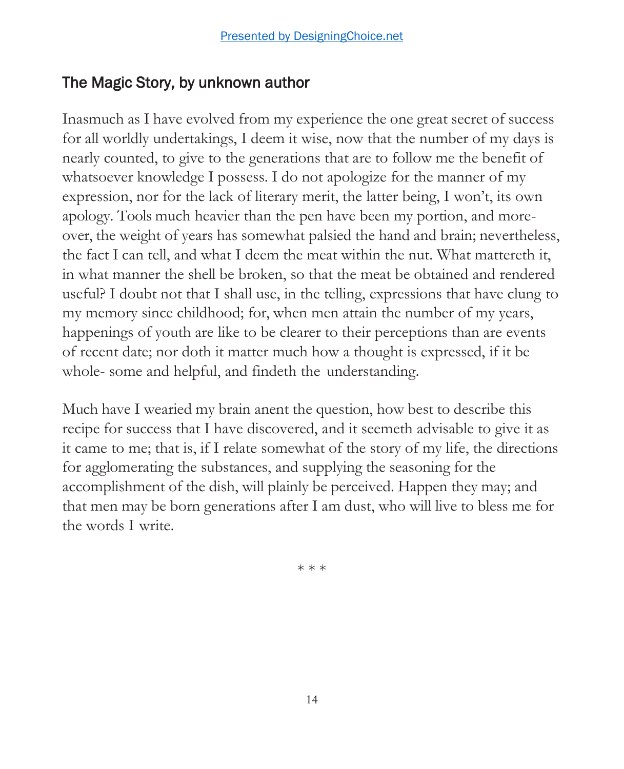Presented by DesigningChoice.net

## The Magic Story, by unknown author

Inasmuch as I have evolved from my experience the one great secret of success for all worldly undertakings, I deem it wise, now that the number of my days is nearly counted, to give to the generations that are to follow me the benefit of whatsoever knowledge I possess. I do not apologize for the manner of my expression, nor for the lack of literary merit, the latter being, I won't, its own apology. Tools much heavier than the pen have been my portion, and moreover, the weight of years has somewhat palsied the hand and brain; nevertheless, the fact I can tell, and what I deem the meat within the nut. What mattereth it, in what manner the shell be broken, so that the meat be obtained and rendered useful? I doubt not that I shall use, in the telling, expressions that have clung to my memory since childhood; for, when men attain the number of my years, happenings of youth are like to be clearer to their perceptions than are events of recent date; nor doth it matter much how a thought is expressed, if it be whole- some and helpful, and findeth the understanding.

Much have I wearied my brain anent the question, how best to describe this recipe for success that I have discovered, and it seemeth advisable to give it as it came to me; that is, if I relate somewhat of the story of my life, the directions for agglomerating the substances, and supplying the seasoning for the accomplishment of the dish, will plainly be perceived. Happen they may; and that men may be born generations after I am dust, who will live to bless me for the words I write.

\* \* \*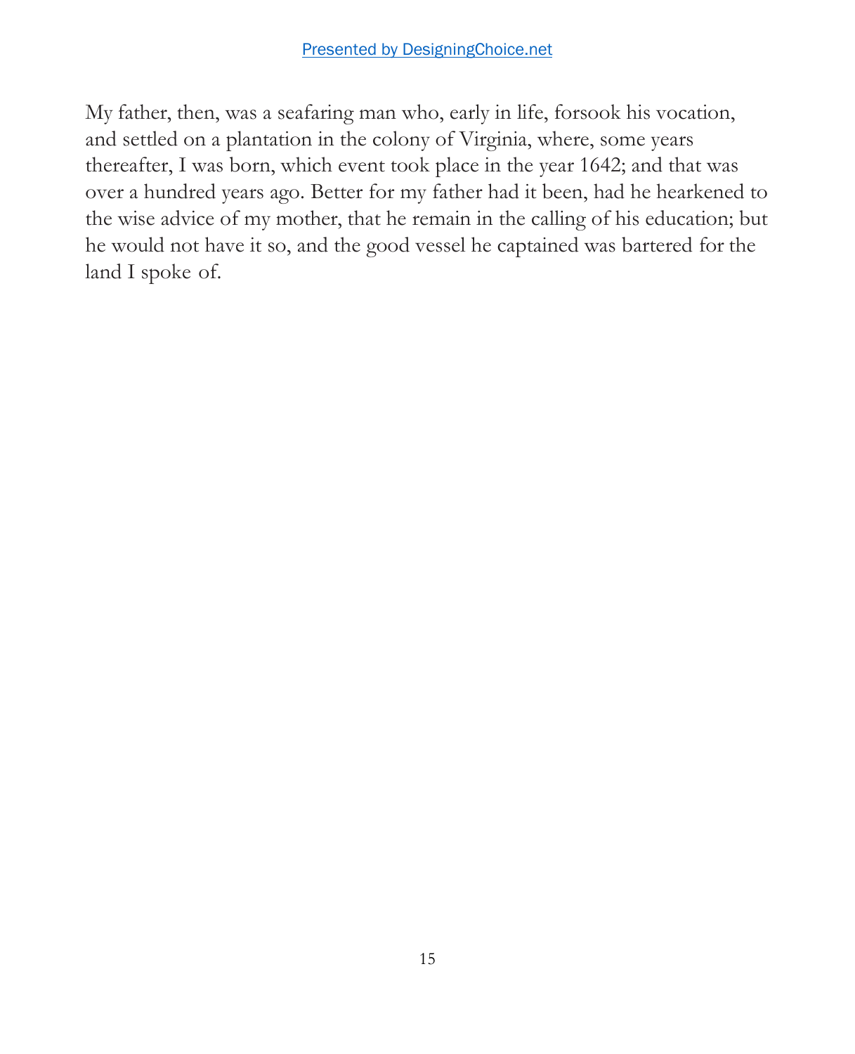My father, then, was a seafaring man who, early in life, forsook his vocation, and settled on a plantation in the colony of Virginia, where, some years thereafter, I was born, which event took place in the year 1642; and that was over a hundred years ago. Better for my father had it been, had he hearkened to the wise advice of my mother, that he remain in the calling of his education; but he would not have it so, and the good vessel he captained was bartered for the land I spoke of.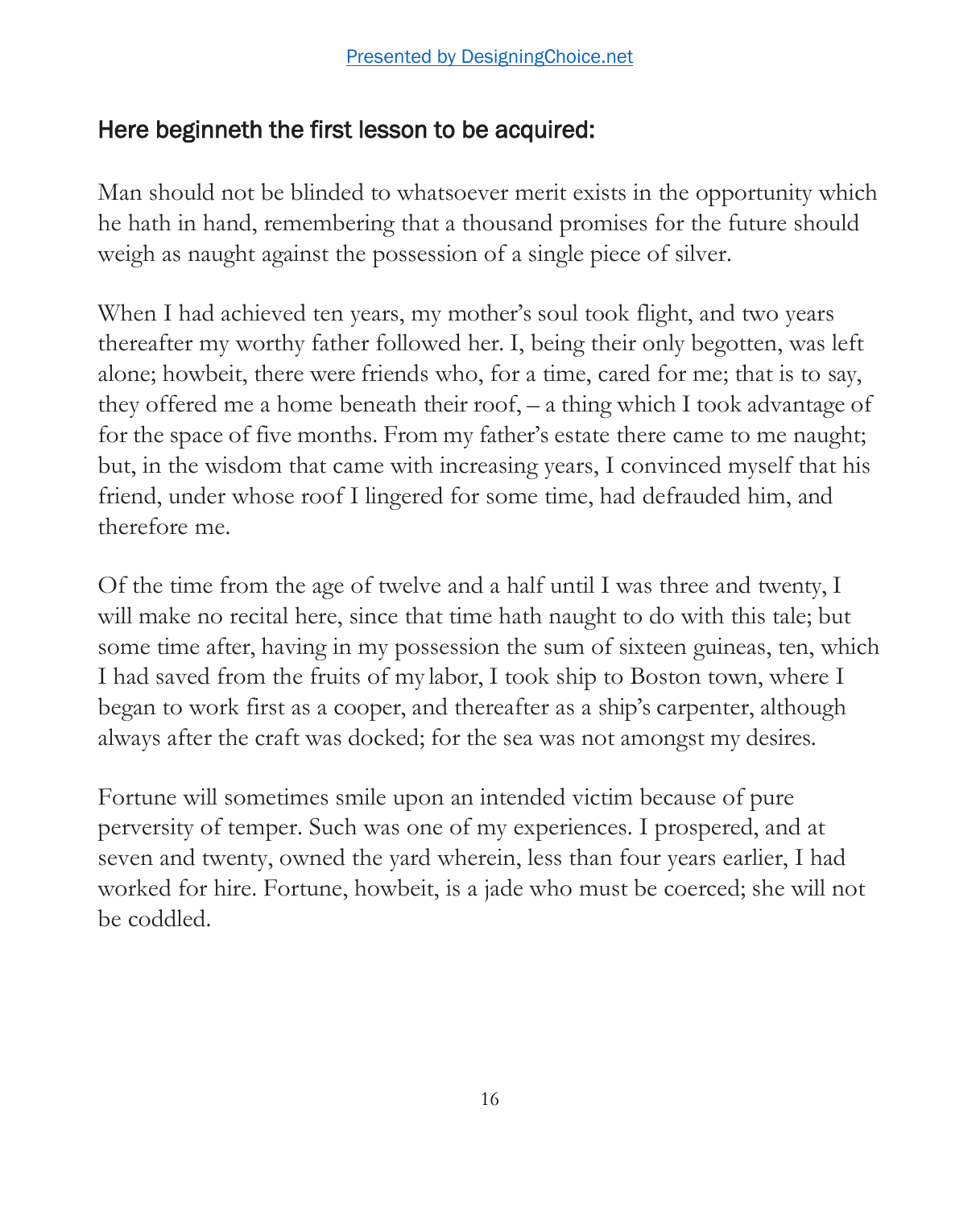## Here beginneth the first lesson to be acquired:

Man should not be blinded to whatsoever merit exists in the opportunity which he hath in hand, remembering that a thousand promises for the future should weigh as naught against the possession of a single piece of silver.

When I had achieved ten years, my mother's soul took flight, and two years thereafter my worthy father followed her. I, being their only begotten, was left alone; howbeit, there were friends who, for a time, cared for me; that is to say, they offered me a home beneath their roof, – a thing which I took advantage of for the space of five months. From my father's estate there came to me naught; but, in the wisdom that came with increasing years, I convinced myself that his friend, under whose roof I lingered for some time, had defrauded him, and therefore me.

Of the time from the age of twelve and a half until I was three and twenty, I will make no recital here, since that time hath naught to do with this tale; but some time after, having in my possession the sum of sixteen guineas, ten, which I had saved from the fruits of my labor, I took ship to Boston town, where I began to work first as a cooper, and thereafter as a ship's carpenter, although always after the craft was docked; for the sea was not amongst my desires.

Fortune will sometimes smile upon an intended victim because of pure perversity of temper. Such was one of my experiences. I prospered, and at seven and twenty, owned the yard wherein, less than four years earlier, I had worked for hire. Fortune, howbeit, is a jade who must be coerced; she will not be coddled.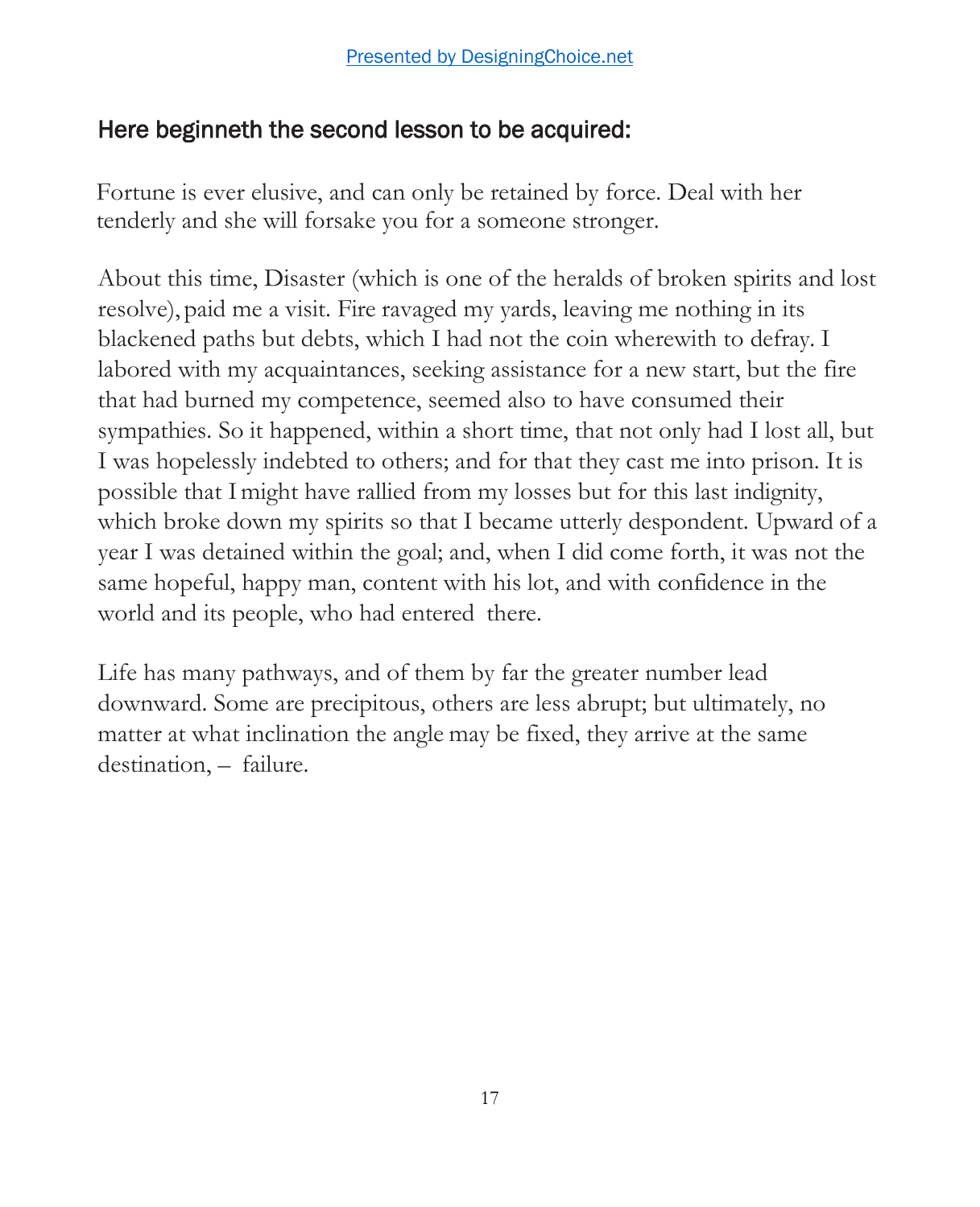## Here beginneth the second lesson to be acquired:

Fortune is ever elusive, and can only be retained by force. Deal with her tenderly and she will forsake you for a someone stronger.

About this time, Disaster (which is one of the heralds of broken spirits and lost resolve), paid me a visit. Fire ravaged my yards, leaving me nothing in its blackened paths but debts, which I had not the coin wherewith to defray. I labored with my acquaintances, seeking assistance for a new start, but the fire that had burned my competence, seemed also to have consumed their sympathies. So it happened, within a short time, that not only had I lost all, but I was hopelessly indebted to others; and for that they cast me into prison. It is possible that I might have rallied from my losses but for this last indignity, which broke down my spirits so that I became utterly despondent. Upward of a year I was detained within the goal; and, when I did come forth, it was not the same hopeful, happy man, content with his lot, and with confidence in the world and its people, who had entered there.

Life has many pathways, and of them by far the greater number lead downward. Some are precipitous, others are less abrupt; but ultimately, no matter at what inclination the angle may be fixed, they arrive at the same destination, – failure.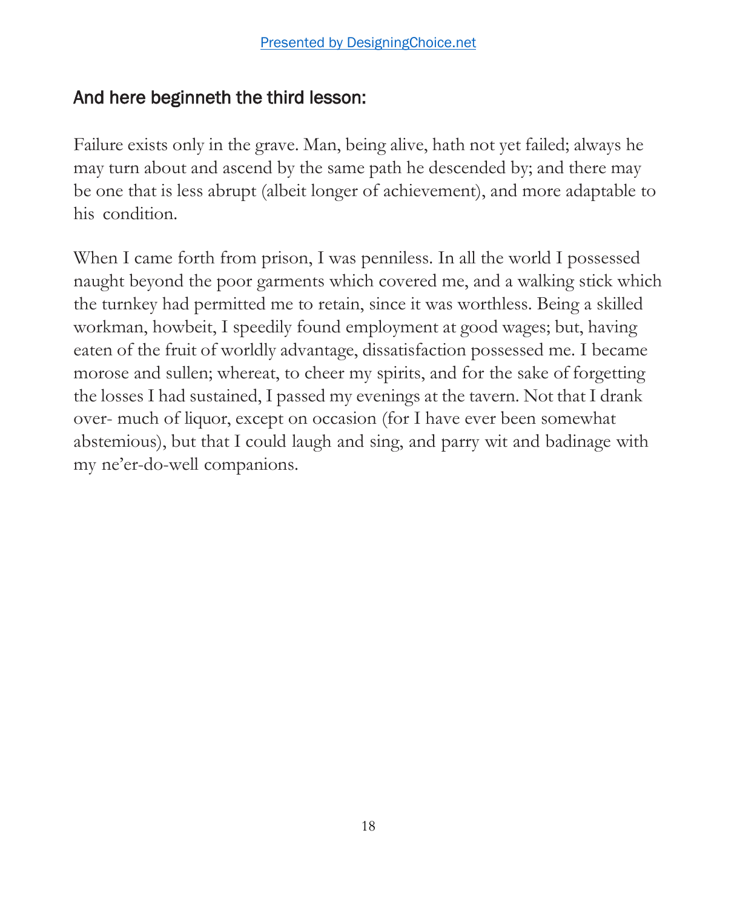## And here beginneth the third lesson:

Failure exists only in the grave. Man, being alive, hath not yet failed; always he may turn about and ascend by the same path he descended by; and there may be one that is less abrupt (albeit longer of achievement), and more adaptable to his condition.

When I came forth from prison, I was penniless. In all the world I possessed naught beyond the poor garments which covered me, and a walking stick which the turnkey had permitted me to retain, since it was worthless. Being a skilled workman, howbeit, I speedily found employment at good wages; but, having eaten of the fruit of worldly advantage, dissatisfaction possessed me. I became morose and sullen; whereat, to cheer my spirits, and for the sake of forgetting the losses I had sustained, I passed my evenings at the tavern. Not that I drank over- much of liquor, except on occasion (for I have ever been somewhat abstemious), but that I could laugh and sing, and parry wit and badinage with my ne'er-do-well companions.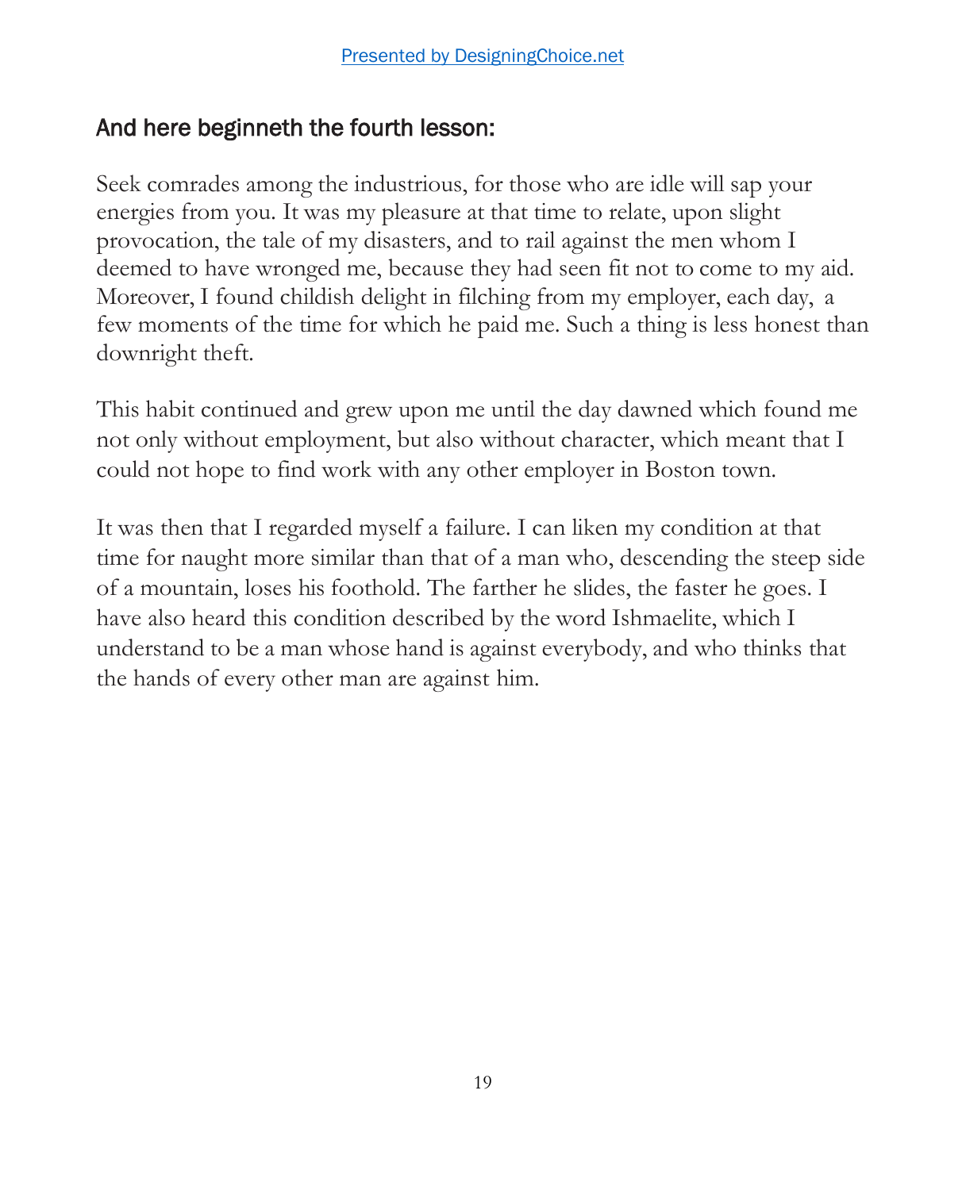## And here beginneth the fourth lesson:

Seek comrades among the industrious, for those who are idle will sap your energies from you. It was my pleasure at that time to relate, upon slight provocation, the tale of my disasters, and to rail against the men whom I deemed to have wronged me, because they had seen fit not to come to my aid. Moreover, I found childish delight in filching from my employer, each day, a few moments of the time for which he paid me. Such a thing is less honest than downright theft.

This habit continued and grew upon me until the day dawned which found me not only without employment, but also without character, which meant that I could not hope to find work with any other employer in Boston town.

It was then that I regarded myself a failure. I can liken my condition at that time for naught more similar than that of a man who, descending the steep side of a mountain, loses his foothold. The farther he slides, the faster he goes. I have also heard this condition described by the word Ishmaelite, which I understand to be a man whose hand is against everybody, and who thinks that the hands of every other man are against him.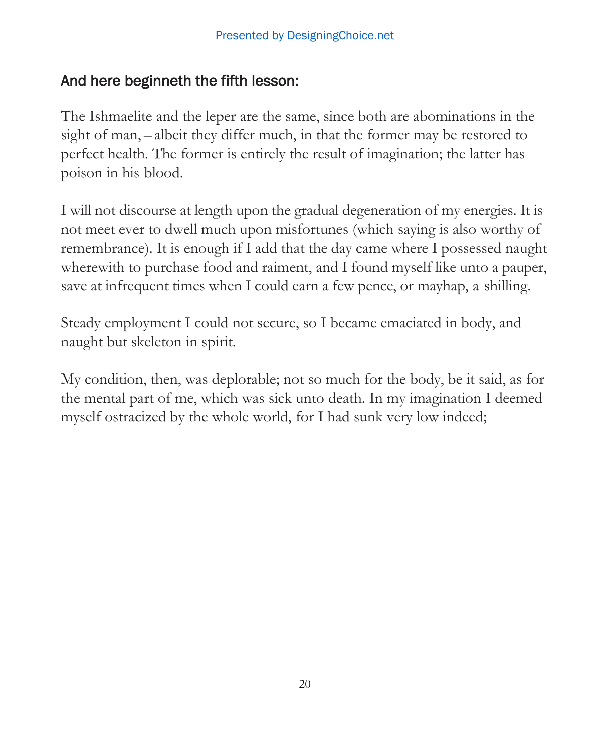## And here beginneth the fifth lesson:

The Ishmaelite and the leper are the same, since both are abominations in the sight of man, – albeit they differ much, in that the former may be restored to perfect health. The former is entirely the result of imagination; the latter has poison in his blood.

I will not discourse at length upon the gradual degeneration of my energies. It is not meet ever to dwell much upon misfortunes (which saying is also worthy of remembrance). It is enough if I add that the day came where I possessed naught wherewith to purchase food and raiment, and I found myself like unto a pauper, save at infrequent times when I could earn a few pence, or mayhap, a shilling.

Steady employment I could not secure, so I became emaciated in body, and naught but skeleton in spirit.

My condition, then, was deplorable; not so much for the body, be it said, as for the mental part of me, which was sick unto death. In my imagination I deemed myself ostracized by the whole world, for I had sunk very low indeed;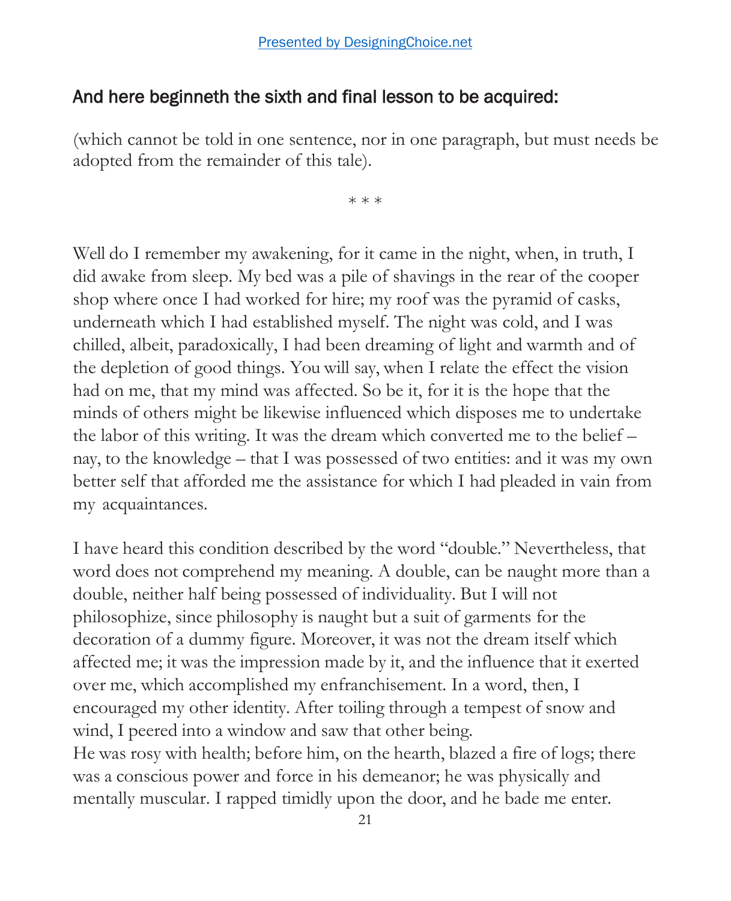## And here beginneth the sixth and final lesson to be acquired:

(which cannot be told in one sentence, nor in one paragraph, but must needs be adopted from the remainder of this tale).

\* \* \*

Well do I remember my awakening, for it came in the night, when, in truth, I did awake from sleep. My bed was a pile of shavings in the rear of the cooper shop where once I had worked for hire; my roof was the pyramid of casks, underneath which I had established myself. The night was cold, and I was chilled, albeit, paradoxically, I had been dreaming of light and warmth and of the depletion of good things. You will say, when I relate the effect the vision had on me, that my mind was affected. So be it, for it is the hope that the minds of others might be likewise influenced which disposes me to undertake the labor of this writing. It was the dream which converted me to the belief – nay, to the knowledge – that I was possessed of two entities: and it was my own better self that afforded me the assistance for which I had pleaded in vain from my acquaintances.

I have heard this condition described by the word "double." Nevertheless, that word does not comprehend my meaning. A double, can be naught more than a double, neither half being possessed of individuality. But I will not philosophize, since philosophy is naught but a suit of garments for the decoration of a dummy figure. Moreover, it was not the dream itself which affected me; it was the impression made by it, and the influence that it exerted over me, which accomplished my enfranchisement. In a word, then, I encouraged my other identity. After toiling through a tempest of snow and wind, I peered into a window and saw that other being.
He was rosy with health; before him, on the hearth, blazed a fire of logs; there was a conscious power and force in his demeanor; he was physically and mentally muscular. I rapped timidly upon the door, and he bade me enter.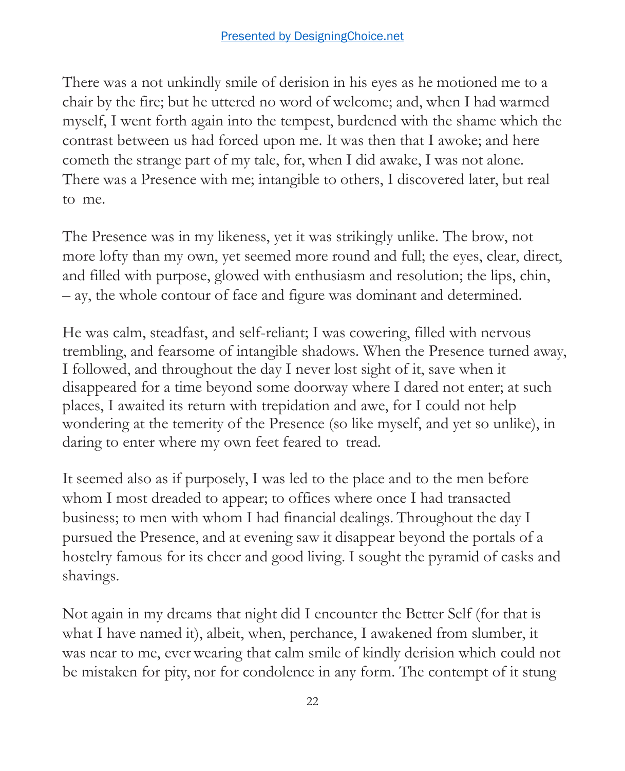There was a not unkindly smile of derision in his eyes as he motioned me to a chair by the fire; but he uttered no word of welcome; and, when I had warmed myself, I went forth again into the tempest, burdened with the shame which the contrast between us had forced upon me. It was then that I awoke; and here cometh the strange part of my tale, for, when I did awake, I was not alone. There was a Presence with me; intangible to others, I discovered later, but real to me.

The Presence was in my likeness, yet it was strikingly unlike. The brow, not more lofty than my own, yet seemed more round and full; the eyes, clear, direct, and filled with purpose, glowed with enthusiasm and resolution; the lips, chin, – ay, the whole contour of face and figure was dominant and determined.

He was calm, steadfast, and self-reliant; I was cowering, filled with nervous trembling, and fearsome of intangible shadows. When the Presence turned away, I followed, and throughout the day I never lost sight of it, save when it disappeared for a time beyond some doorway where I dared not enter; at such places, I awaited its return with trepidation and awe, for I could not help wondering at the temerity of the Presence (so like myself, and yet so unlike), in daring to enter where my own feet feared to tread.

It seemed also as if purposely, I was led to the place and to the men before whom I most dreaded to appear; to offices where once I had transacted business; to men with whom I had financial dealings. Throughout the day I pursued the Presence, and at evening saw it disappear beyond the portals of a hostelry famous for its cheer and good living. I sought the pyramid of casks and shavings.

Not again in my dreams that night did I encounter the Better Self (for that is what I have named it), albeit, when, perchance, I awakened from slumber, it was near to me, ever wearing that calm smile of kindly derision which could not be mistaken for pity, nor for condolence in any form. The contempt of it stung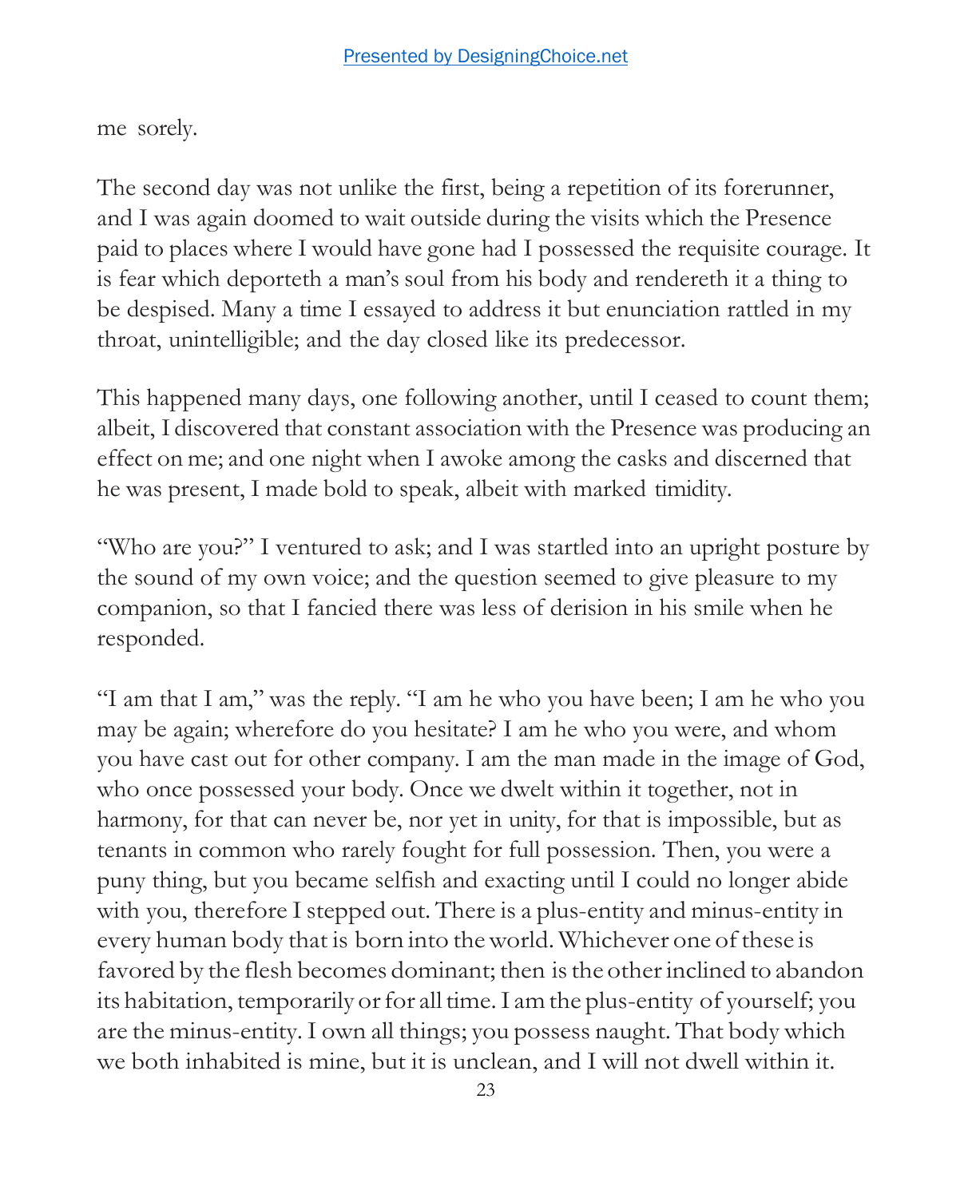me sorely.

The second day was not unlike the first, being a repetition of its forerunner, and I was again doomed to wait outside during the visits which the Presence paid to places where I would have gone had I possessed the requisite courage. It is fear which deporteth a man's soul from his body and rendereth it a thing to be despised. Many a time I essayed to address it but enunciation rattled in my throat, unintelligible; and the day closed like its predecessor.

This happened many days, one following another, until I ceased to count them; albeit, I discovered that constant association with the Presence was producing an effect on me; and one night when I awoke among the casks and discerned that he was present, I made bold to speak, albeit with marked timidity.

"Who are you?" I ventured to ask; and I was startled into an upright posture by the sound of my own voice; and the question seemed to give pleasure to my companion, so that I fancied there was less of derision in his smile when he responded.

"I am that I am," was the reply. "I am he who you have been; I am he who you may be again; wherefore do you hesitate? I am he who you were, and whom you have cast out for other company. I am the man made in the image of God, who once possessed your body. Once we dwelt within it together, not in harmony, for that can never be, nor yet in unity, for that is impossible, but as tenants in common who rarely fought for full possession. Then, you were a puny thing, but you became selfish and exacting until I could no longer abide with you, therefore I stepped out. There is a plus-entity and minus-entity in every human body that is born into the world. Whichever one of these is favored by the flesh becomes dominant; then is the other inclined to abandon its habitation, temporarily or for all time. I am the plus-entity of yourself; you are the minus-entity. I own all things; you possess naught. That body which we both inhabited is mine, but it is unclean, and I will not dwell within it.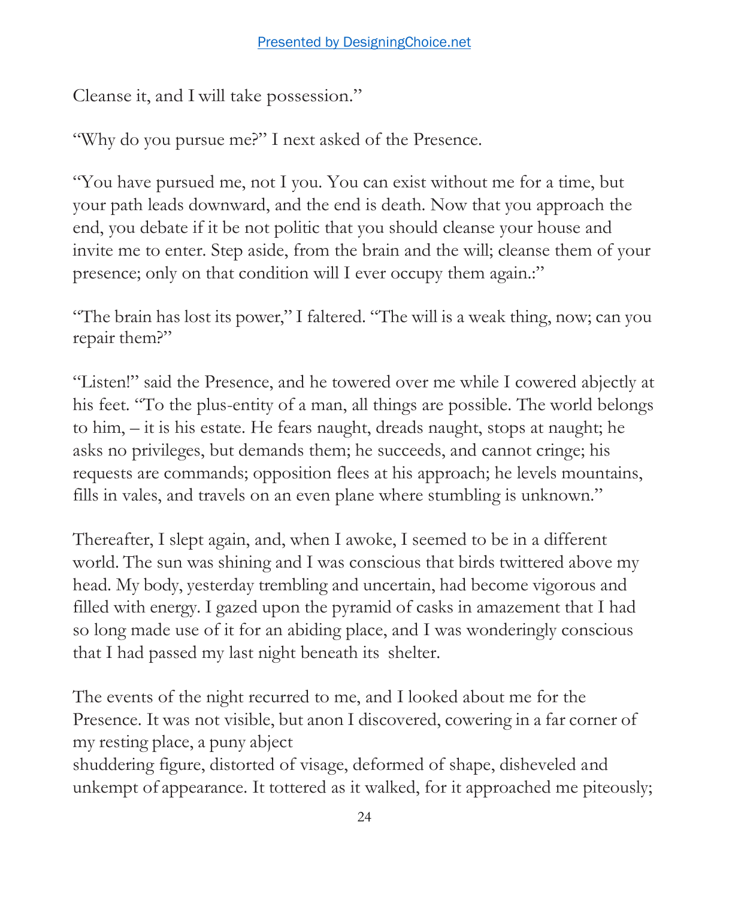Cleanse it, and I will take possession."

"Why do you pursue me?" I next asked of the Presence.

"You have pursued me, not I you. You can exist without me for a time, but your path leads downward, and the end is death. Now that you approach the end, you debate if it be not politic that you should cleanse your house and invite me to enter. Step aside, from the brain and the will; cleanse them of your presence; only on that condition will I ever occupy them again.:"

"The brain has lost its power," I faltered. "The will is a weak thing, now; can you repair them?"

"Listen!" said the Presence, and he towered over me while I cowered abjectly at his feet. "To the plus-entity of a man, all things are possible. The world belongs to him, – it is his estate. He fears naught, dreads naught, stops at naught; he asks no privileges, but demands them; he succeeds, and cannot cringe; his requests are commands; opposition flees at his approach; he levels mountains, fills in vales, and travels on an even plane where stumbling is unknown."

Thereafter, I slept again, and, when I awoke, I seemed to be in a different world. The sun was shining and I was conscious that birds twittered above my head. My body, yesterday trembling and uncertain, had become vigorous and filled with energy. I gazed upon the pyramid of casks in amazement that I had so long made use of it for an abiding place, and I was wonderingly conscious that I had passed my last night beneath its shelter.

The events of the night recurred to me, and I looked about me for the Presence. It was not visible, but anon I discovered, cowering in a far corner of my resting place, a puny abject shuddering figure, distorted of visage, deformed of shape, disheveled and unkempt of appearance. It tottered as it walked, for it approached me piteously;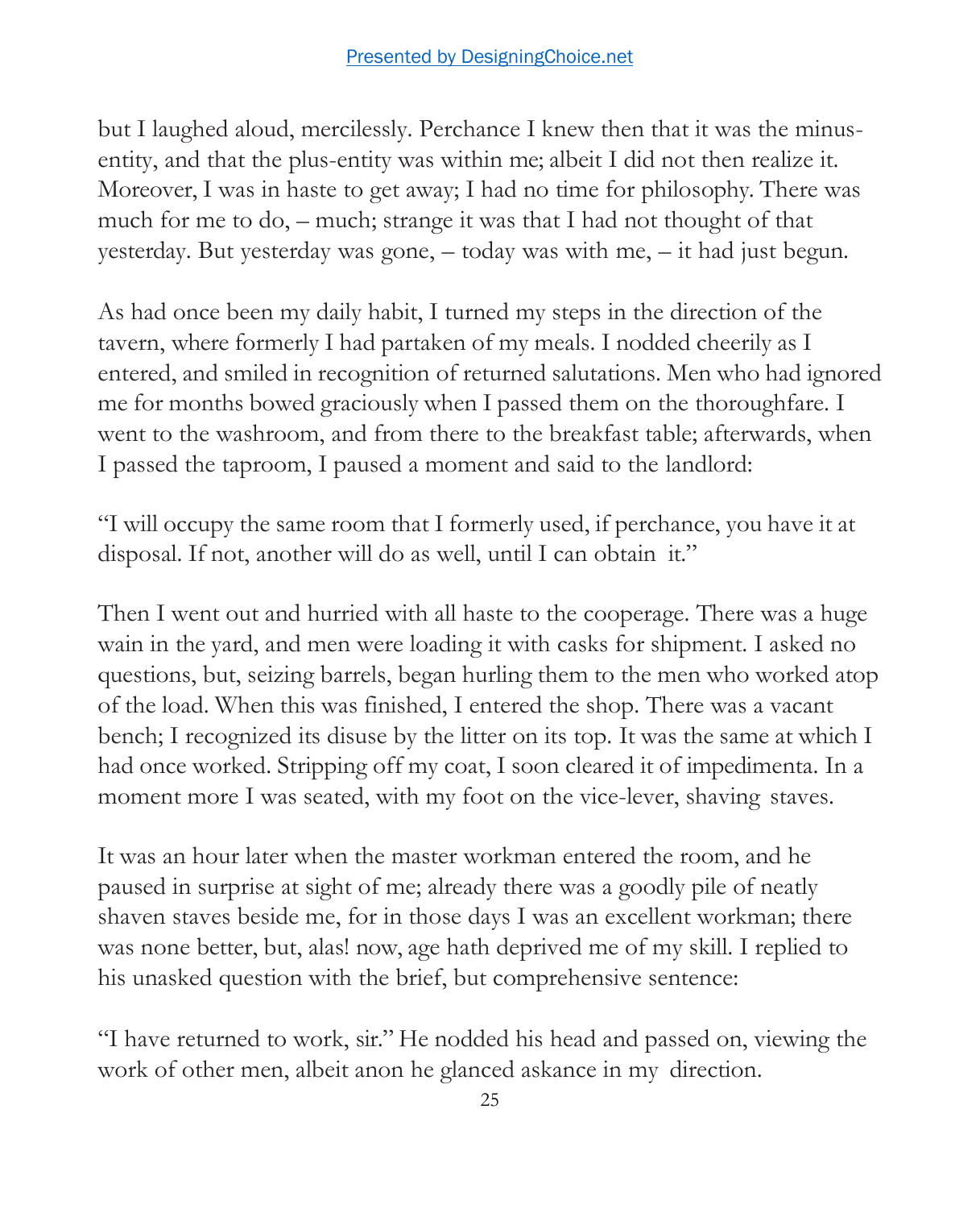but I laughed aloud, mercilessly. Perchance I knew then that it was the minus-entity, and that the plus-entity was within me; albeit I did not then realize it. Moreover, I was in haste to get away; I had no time for philosophy. There was much for me to do, – much; strange it was that I had not thought of that yesterday. But yesterday was gone, – today was with me, – it had just begun.

As had once been my daily habit, I turned my steps in the direction of the tavern, where formerly I had partaken of my meals. I nodded cheerily as I entered, and smiled in recognition of returned salutations. Men who had ignored me for months bowed graciously when I passed them on the thoroughfare. I went to the washroom, and from there to the breakfast table; afterwards, when I passed the taproom, I paused a moment and said to the landlord:

"I will occupy the same room that I formerly used, if perchance, you have it at disposal. If not, another will do as well, until I can obtain it."

Then I went out and hurried with all haste to the cooperage. There was a huge wain in the yard, and men were loading it with casks for shipment. I asked no questions, but, seizing barrels, began hurling them to the men who worked atop of the load. When this was finished, I entered the shop. There was a vacant bench; I recognized its disuse by the litter on its top. It was the same at which I had once worked. Stripping off my coat, I soon cleared it of impedimenta. In a moment more I was seated, with my foot on the vice-lever, shaving staves.

It was an hour later when the master workman entered the room, and he paused in surprise at sight of me; already there was a goodly pile of neatly shaven staves beside me, for in those days I was an excellent workman; there was none better, but, alas! now, age hath deprived me of my skill. I replied to his unasked question with the brief, but comprehensive sentence:

"I have returned to work, sir." He nodded his head and passed on, viewing the work of other men, albeit anon he glanced askance in my direction.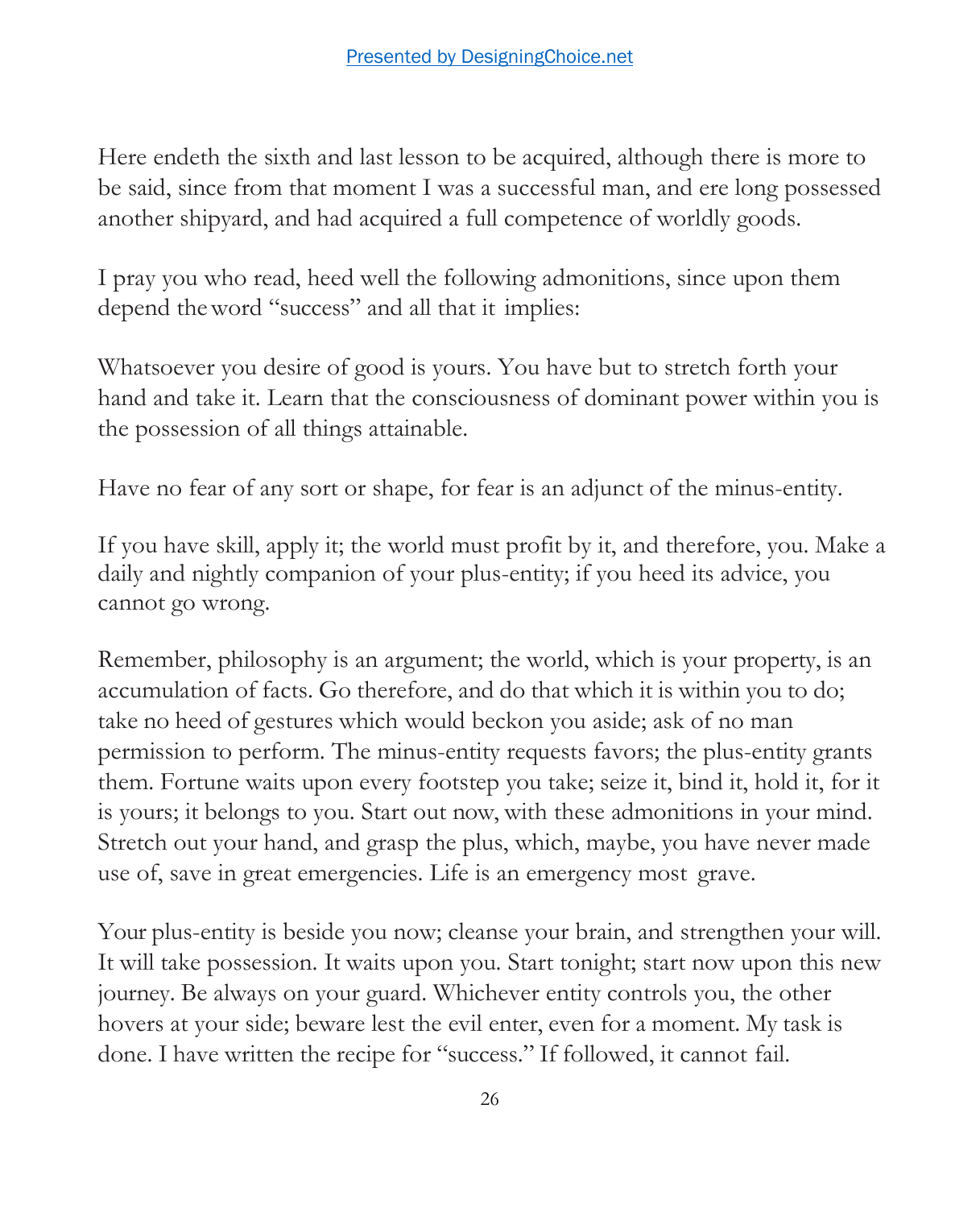Here endeth the sixth and last lesson to be acquired, although there is more to be said, since from that moment I was a successful man, and ere long possessed another shipyard, and had acquired a full competence of worldly goods.

I pray you who read, heed well the following admonitions, since upon them depend the word "success" and all that it implies:

Whatsoever you desire of good is yours. You have but to stretch forth your hand and take it. Learn that the consciousness of dominant power within you is the possession of all things attainable.

Have no fear of any sort or shape, for fear is an adjunct of the minus-entity.

If you have skill, apply it; the world must profit by it, and therefore, you. Make a daily and nightly companion of your plus-entity; if you heed its advice, you cannot go wrong.

Remember, philosophy is an argument; the world, which is your property, is an accumulation of facts. Go therefore, and do that which it is within you to do; take no heed of gestures which would beckon you aside; ask of no man permission to perform. The minus-entity requests favors; the plus-entity grants them. Fortune waits upon every footstep you take; seize it, bind it, hold it, for it is yours; it belongs to you. Start out now, with these admonitions in your mind. Stretch out your hand, and grasp the plus, which, maybe, you have never made use of, save in great emergencies. Life is an emergency most grave.

Your plus-entity is beside you now; cleanse your brain, and strengthen your will. It will take possession. It waits upon you. Start tonight; start now upon this new journey. Be always on your guard. Whichever entity controls you, the other hovers at your side; beware lest the evil enter, even for a moment. My task is done. I have written the recipe for "success." If followed, it cannot fail.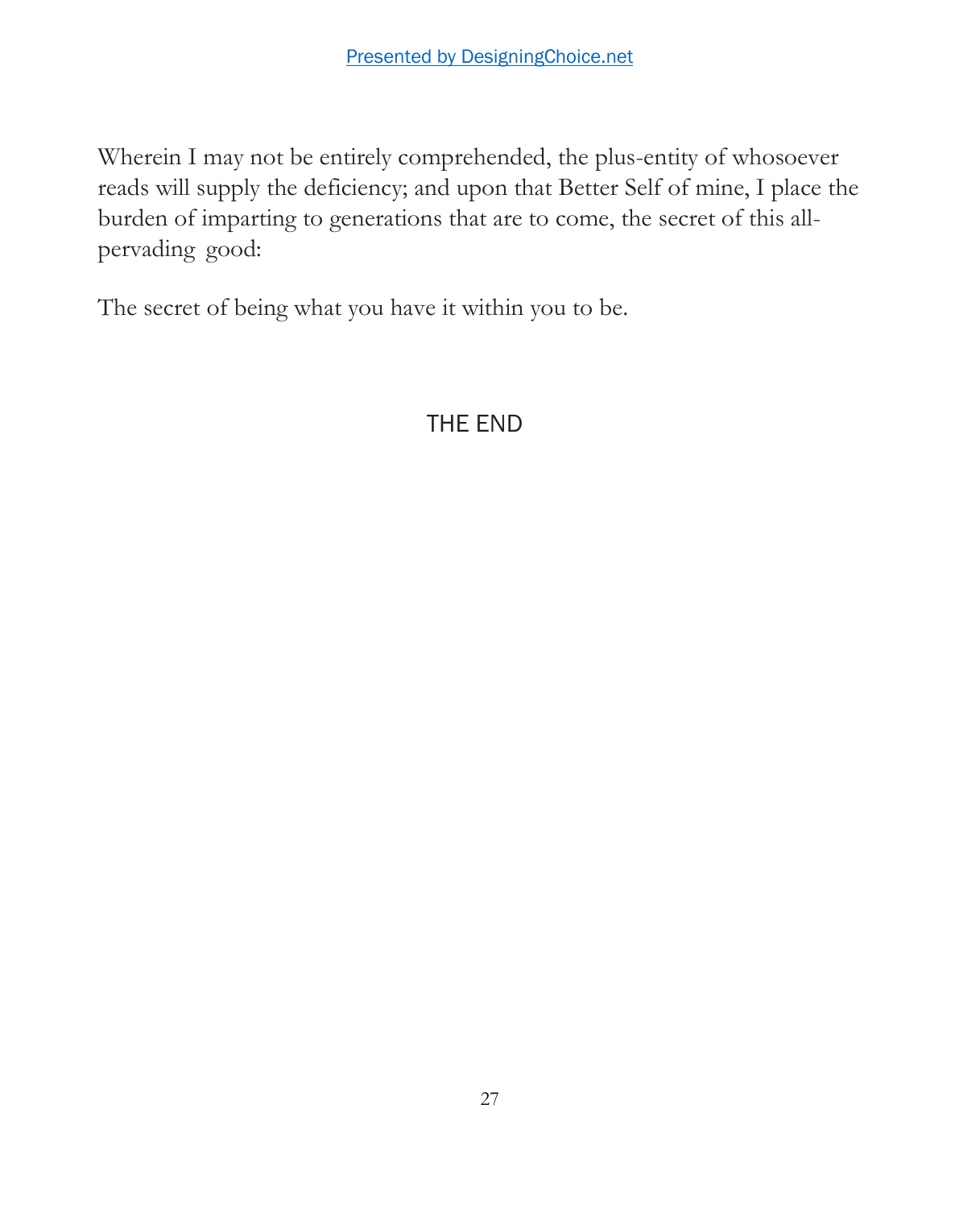Wherein I may not be entirely comprehended, the plus-entity of whosoever reads will supply the deficiency; and upon that Better Self of mine, I place the burden of imparting to generations that are to come, the secret of this all-pervading good:

The secret of being what you have it within you to be.

THE END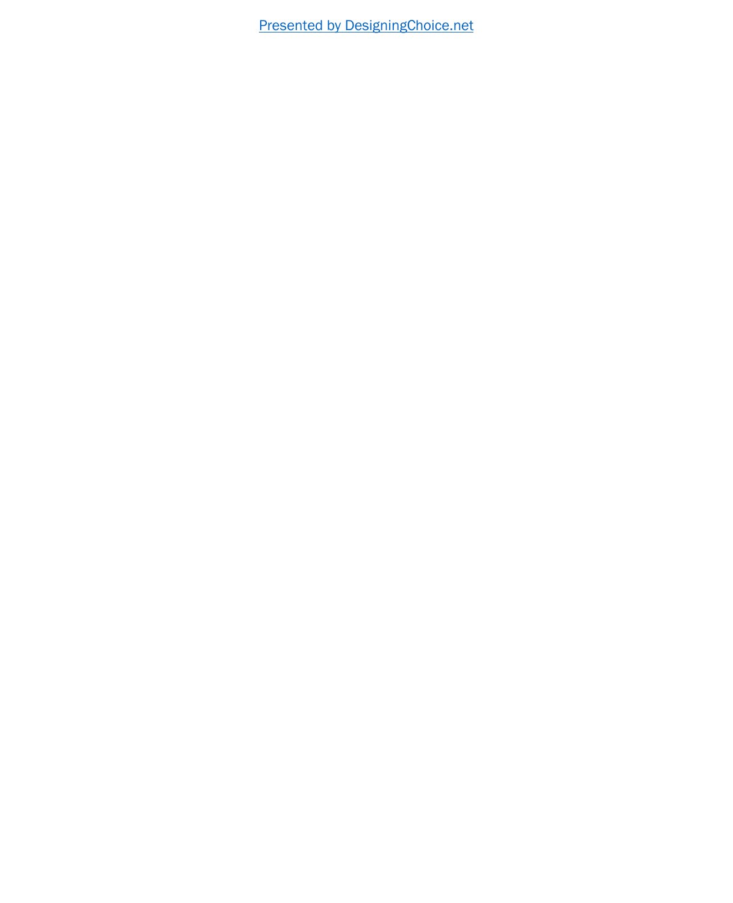Presented by DesigningChoice.net